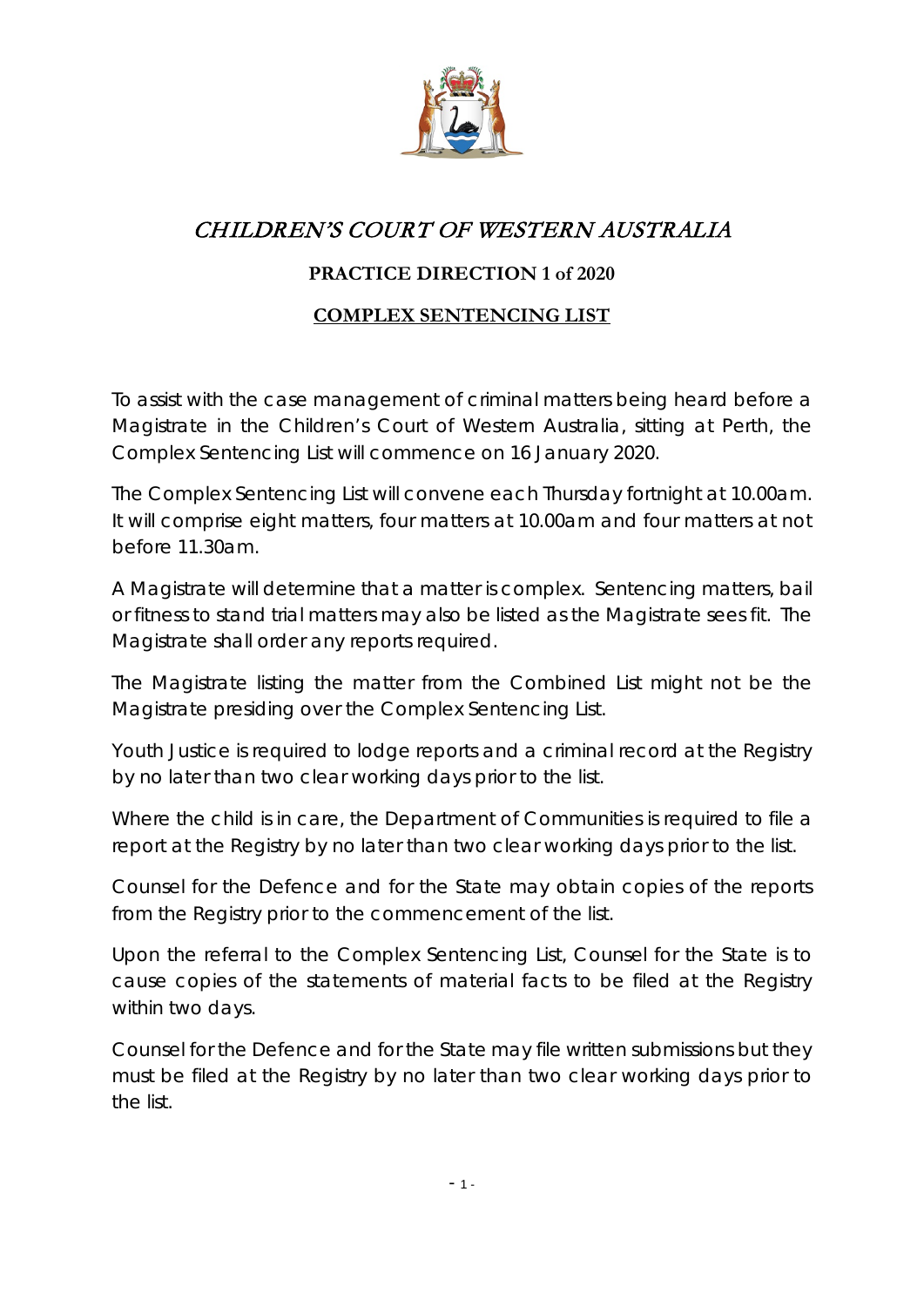# *CHILDREN'S COURT OF WESTERN AUSTRALIA*

## PRACTICE DIRECTION 1 of 2020

## COMPLEX SENTENCING LIST

To assist with the case management of criminal matters being heard before a Magistrate in the Children's Court of Western Australia, sitting at Perth, the Complex Sentencing List will commence on 16 January 2020.

The Complex Sentencing List will convene each Thursday fortnight at 10.00am. It will comprise eight matters, four matters at 10.00am and four matters at not before 11.30am.

A Magistrate will determine that a matter is complex. Sentencing matters, bail or fitness to stand trial matters may also be listed as the Magistrate sees fit. The Magistrate shall order any reports required.

The Magistrate listing the matter from the Combined List might not be the Magistrate presiding over the Complex Sentencing List.

Youth Justice is required to lodge reports and a criminal record at the Registry by no later than two clear working days prior to the list.

Where the child is in care, the Department of Communities is required to file a report at the Registry by no later than two clear working days prior to the list.

Counsel for the Defence and for the State may obtain copies of the reports from the Registry prior to the commencement of the list.

Upon the referral to the Complex Sentencing List, Counsel for the State is to cause copies of the statements of material facts to be filed at the Registry within two days.

Counsel for the Defence and for the State may file written submissions but they must be filed at the Registry by no later than two clear working days prior to the list.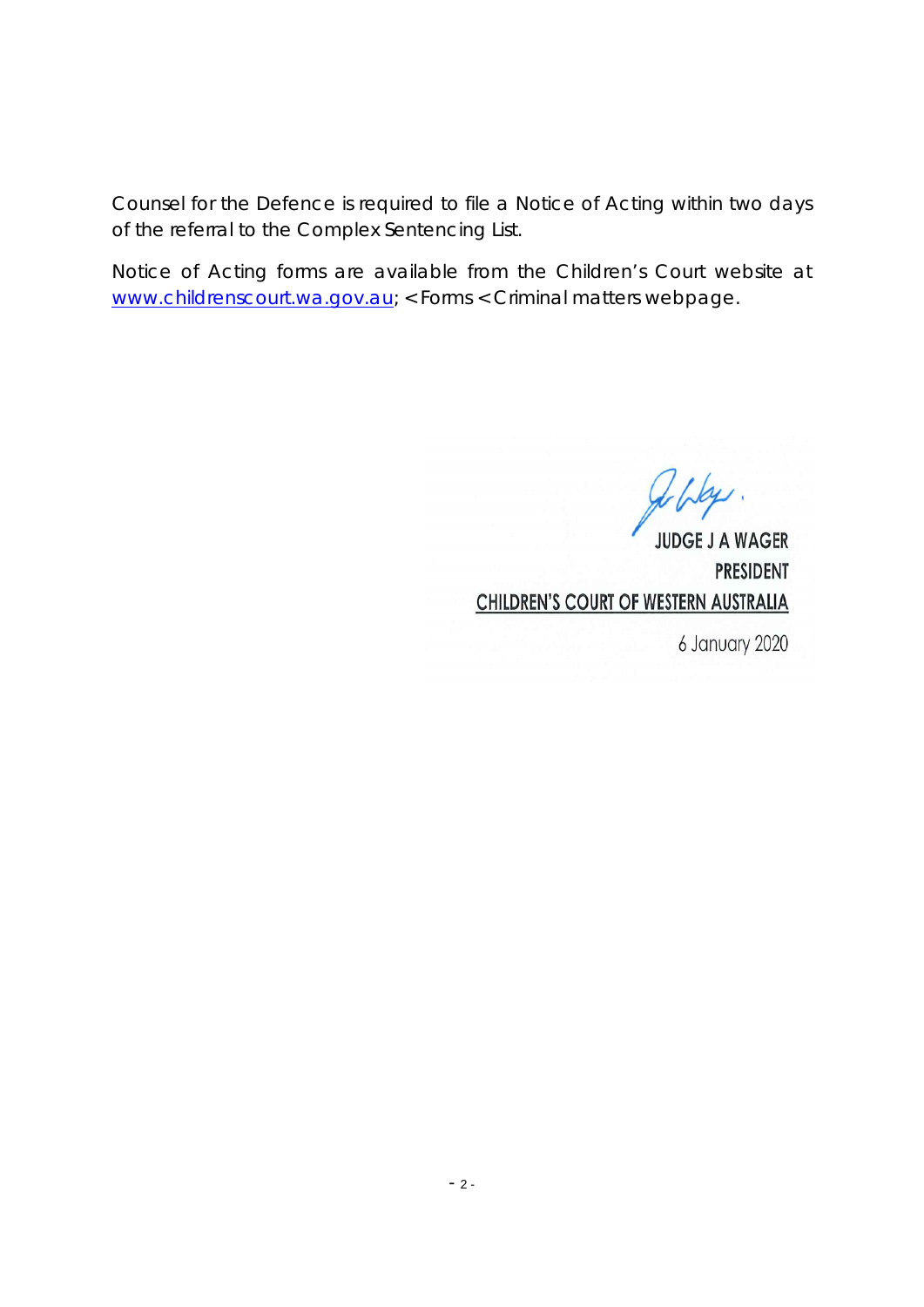Counsel for the Defence is required to file a Notice of Acting within two days of the referral to the Complex Sentencing List.

Notice of Acting forms are available from the Children's Court website at [www.childrenscourt.wa.gov.au](http://www.childrenscourt.wa.gov.au); < Forms < Criminal matters webpage.

**JUDGE J A WAGER**
**PRESIDENT**
**CHILDREN'S COURT OF WESTERN AUSTRALIA**

6 January 2020